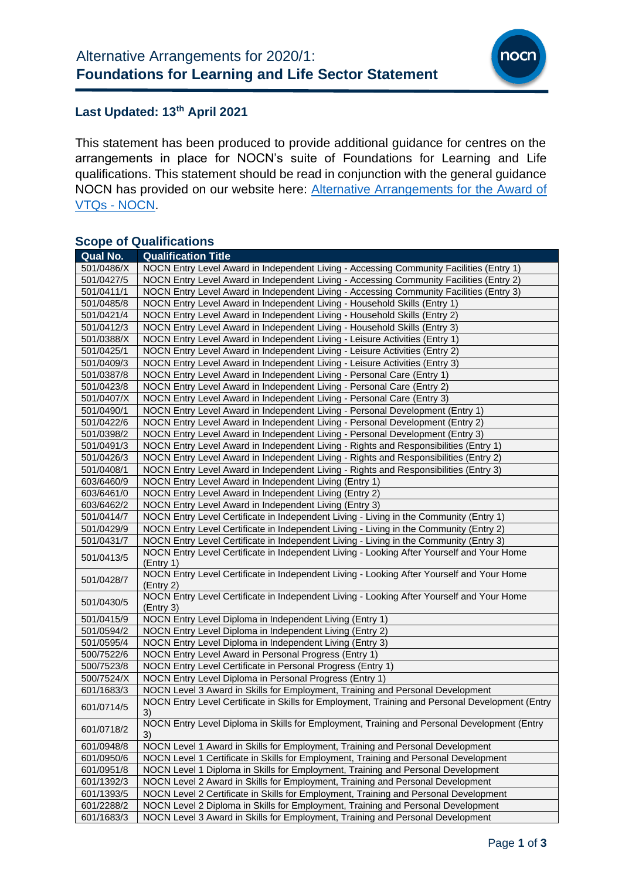# Alternative Arrangements for 2020/1: **Foundations for Learning and Life Sector Statement**

## Last Updated: 13th April 2021

This statement has been produced to provide additional guidance for centres on the arrangements in place for NOCN's suite of Foundations for Learning and Life qualifications. This statement should be read in conjunction with the general guidance NOCN has provided on our website here: [Alternative Arrangements for the Award of VTQs - NOCN](Alternative Arrangements for the Award of VTQs - NOCN).

## Scope of Qualifications

| Qual No. | Qualification Title |
|---|---|
| 501/0486/X | NOCN Entry Level Award in Independent Living - Accessing Community Facilities (Entry 1) |
| 501/0427/5 | NOCN Entry Level Award in Independent Living - Accessing Community Facilities (Entry 2) |
| 501/0411/1 | NOCN Entry Level Award in Independent Living - Accessing Community Facilities (Entry 3) |
| 501/0485/8 | NOCN Entry Level Award in Independent Living - Household Skills (Entry 1) |
| 501/0421/4 | NOCN Entry Level Award in Independent Living - Household Skills (Entry 2) |
| 501/0412/3 | NOCN Entry Level Award in Independent Living - Household Skills (Entry 3) |
| 501/0388/X | NOCN Entry Level Award in Independent Living - Leisure Activities (Entry 1) |
| 501/0425/1 | NOCN Entry Level Award in Independent Living - Leisure Activities (Entry 2) |
| 501/0409/3 | NOCN Entry Level Award in Independent Living - Leisure Activities (Entry 3) |
| 501/0387/8 | NOCN Entry Level Award in Independent Living - Personal Care (Entry 1) |
| 501/0423/8 | NOCN Entry Level Award in Independent Living - Personal Care (Entry 2) |
| 501/0407/X | NOCN Entry Level Award in Independent Living - Personal Care (Entry 3) |
| 501/0490/1 | NOCN Entry Level Award in Independent Living - Personal Development (Entry 1) |
| 501/0422/6 | NOCN Entry Level Award in Independent Living - Personal Development (Entry 2) |
| 501/0398/2 | NOCN Entry Level Award in Independent Living - Personal Development (Entry 3) |
| 501/0491/3 | NOCN Entry Level Award in Independent Living - Rights and Responsibilities (Entry 1) |
| 501/0426/3 | NOCN Entry Level Award in Independent Living - Rights and Responsibilities (Entry 2) |
| 501/0408/1 | NOCN Entry Level Award in Independent Living - Rights and Responsibilities (Entry 3) |
| 603/6460/9 | NOCN Entry Level Award in Independent Living (Entry 1) |
| 603/6461/0 | NOCN Entry Level Award in Independent Living (Entry 2) |
| 603/6462/2 | NOCN Entry Level Award in Independent Living (Entry 3) |
| 501/0414/7 | NOCN Entry Level Certificate in Independent Living - Living in the Community (Entry 1) |
| 501/0429/9 | NOCN Entry Level Certificate in Independent Living - Living in the Community (Entry 2) |
| 501/0431/7 | NOCN Entry Level Certificate in Independent Living - Living in the Community (Entry 3) |
| 501/0413/5 | NOCN Entry Level Certificate in Independent Living - Looking After Yourself and Your Home (Entry 1) |
| 501/0428/7 | NOCN Entry Level Certificate in Independent Living - Looking After Yourself and Your Home (Entry 2) |
| 501/0430/5 | NOCN Entry Level Certificate in Independent Living - Looking After Yourself and Your Home (Entry 3) |
| 501/0415/9 | NOCN Entry Level Diploma in Independent Living (Entry 1) |
| 501/0594/2 | NOCN Entry Level Diploma in Independent Living (Entry 2) |
| 501/0595/4 | NOCN Entry Level Diploma in Independent Living (Entry 3) |
| 500/7522/6 | NOCN Entry Level Award in Personal Progress (Entry 1) |
| 500/7523/8 | NOCN Entry Level Certificate in Personal Progress (Entry 1) |
| 500/7524/X | NOCN Entry Level Diploma in Personal Progress (Entry 1) |
| 601/1683/3 | NOCN Level 3 Award in Skills for Employment, Training and Personal Development |
| 601/0714/5 | NOCN Entry Level Certificate in Skills for Employment, Training and Personal Development (Entry 3) |
| 601/0718/2 | NOCN Entry Level Diploma in Skills for Employment, Training and Personal Development (Entry 3) |
| 601/0948/8 | NOCN Level 1 Award in Skills for Employment, Training and Personal Development |
| 601/0950/6 | NOCN Level 1 Certificate in Skills for Employment, Training and Personal Development |
| 601/0951/8 | NOCN Level 1 Diploma in Skills for Employment, Training and Personal Development |
| 601/1392/3 | NOCN Level 2 Award in Skills for Employment, Training and Personal Development |
| 601/1393/5 | NOCN Level 2 Certificate in Skills for Employment, Training and Personal Development |
| 601/2288/2 | NOCN Level 2 Diploma in Skills for Employment, Training and Personal Development |
| 601/1683/3 | NOCN Level 3 Award in Skills for Employment, Training and Personal Development |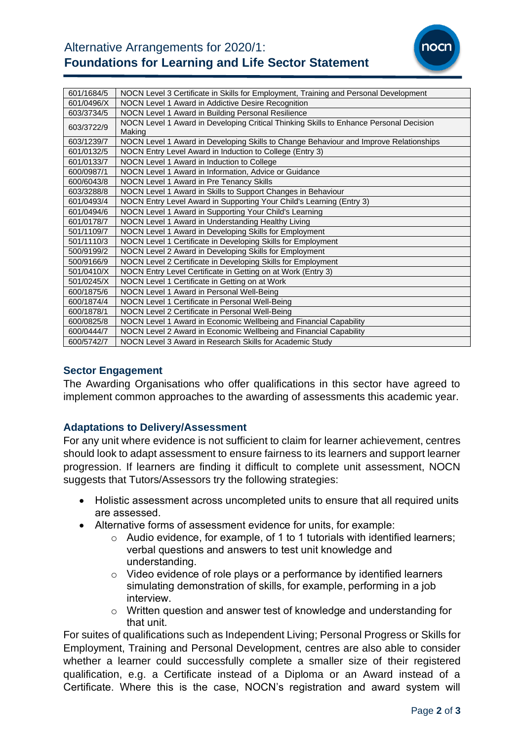| | |
|---|---|
| 601/1684/5 | NOCN Level 3 Certificate in Skills for Employment, Training and Personal Development |
| 601/0496/X | NOCN Level 1 Award in Addictive Desire Recognition |
| 603/3734/5 | NOCN Level 1 Award in Building Personal Resilience |
| 603/3722/9 | NOCN Level 1 Award in Developing Critical Thinking Skills to Enhance Personal Decision Making |
| 603/1239/7 | NOCN Level 1 Award in Developing Skills to Change Behaviour and Improve Relationships |
| 601/0132/5 | NOCN Entry Level Award in Induction to College (Entry 3) |
| 601/0133/7 | NOCN Level 1 Award in Induction to College |
| 600/0987/1 | NOCN Level 1 Award in Information, Advice or Guidance |
| 600/6043/8 | NOCN Level 1 Award in Pre Tenancy Skills |
| 603/3288/8 | NOCN Level 1 Award in Skills to Support Changes in Behaviour |
| 601/0493/4 | NOCN Entry Level Award in Supporting Your Child's Learning (Entry 3) |
| 601/0494/6 | NOCN Level 1 Award in Supporting Your Child's Learning |
| 601/0178/7 | NOCN Level 1 Award in Understanding Healthy Living |
| 501/1109/7 | NOCN Level 1 Award in Developing Skills for Employment |
| 501/1110/3 | NOCN Level 1 Certificate in Developing Skills for Employment |
| 500/9199/2 | NOCN Level 2 Award in Developing Skills for Employment |
| 500/9166/9 | NOCN Level 2 Certificate in Developing Skills for Employment |
| 501/0410/X | NOCN Entry Level Certificate in Getting on at Work (Entry 3) |
| 501/0245/X | NOCN Level 1 Certificate in Getting on at Work |
| 600/1875/6 | NOCN Level 1 Award in Personal Well-Being |
| 600/1874/4 | NOCN Level 1 Certificate in Personal Well-Being |
| 600/1878/1 | NOCN Level 2 Certificate in Personal Well-Being |
| 600/0825/8 | NOCN Level 1 Award in Economic Wellbeing and Financial Capability |
| 600/0444/7 | NOCN Level 2 Award in Economic Wellbeing and Financial Capability |
| 600/5742/7 | NOCN Level 3 Award in Research Skills for Academic Study |

## Sector Engagement

The Awarding Organisations who offer qualifications in this sector have agreed to implement common approaches to the awarding of assessments this academic year.

## Adaptations to Delivery/Assessment

For any unit where evidence is not sufficient to claim for learner achievement, centres should look to adapt assessment to ensure fairness to its learners and support learner progression. If learners are finding it difficult to complete unit assessment, NOCN suggests that Tutors/Assessors try the following strategies:

- Holistic assessment across uncompleted units to ensure that all required units are assessed.
- Alternative forms of assessment evidence for units, for example:
  - Audio evidence, for example, of 1 to 1 tutorials with identified learners; verbal questions and answers to test unit knowledge and understanding.
  - Video evidence of role plays or a performance by identified learners simulating demonstration of skills, for example, performing in a job interview.
  - Written question and answer test of knowledge and understanding for that unit.

For suites of qualifications such as Independent Living; Personal Progress or Skills for Employment, Training and Personal Development, centres are also able to consider whether a learner could successfully complete a smaller size of their registered qualification, e.g. a Certificate instead of a Diploma or an Award instead of a Certificate. Where this is the case, NOCN's registration and award system will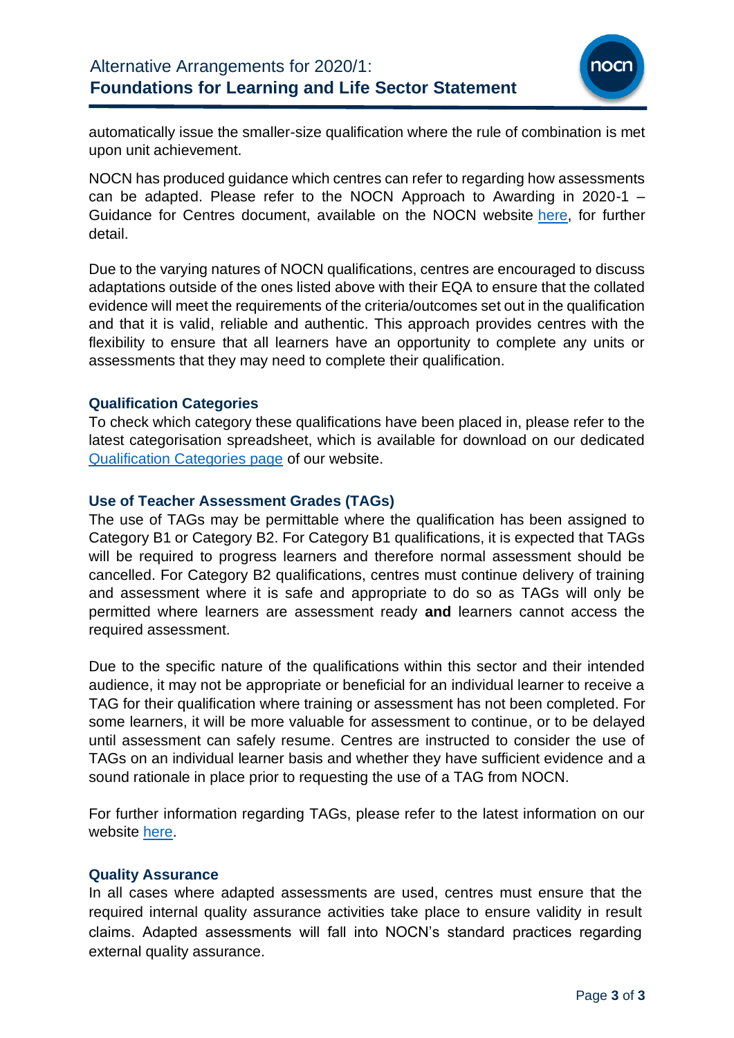automatically issue the smaller-size qualification where the rule of combination is met upon unit achievement.

NOCN has produced guidance which centres can refer to regarding how assessments can be adapted. Please refer to the NOCN Approach to Awarding in 2020-1 – Guidance for Centres document, available on the NOCN website here, for further detail.

Due to the varying natures of NOCN qualifications, centres are encouraged to discuss adaptations outside of the ones listed above with their EQA to ensure that the collated evidence will meet the requirements of the criteria/outcomes set out in the qualification and that it is valid, reliable and authentic. This approach provides centres with the flexibility to ensure that all learners have an opportunity to complete any units or assessments that they may need to complete their qualification.

### Qualification Categories

To check which category these qualifications have been placed in, please refer to the latest categorisation spreadsheet, which is available for download on our dedicated Qualification Categories page of our website.

### Use of Teacher Assessment Grades (TAGs)

The use of TAGs may be permittable where the qualification has been assigned to Category B1 or Category B2. For Category B1 qualifications, it is expected that TAGs will be required to progress learners and therefore normal assessment should be cancelled. For Category B2 qualifications, centres must continue delivery of training and assessment where it is safe and appropriate to do so as TAGs will only be permitted where learners are assessment ready **and** learners cannot access the required assessment.

Due to the specific nature of the qualifications within this sector and their intended audience, it may not be appropriate or beneficial for an individual learner to receive a TAG for their qualification where training or assessment has not been completed. For some learners, it will be more valuable for assessment to continue, or to be delayed until assessment can safely resume. Centres are instructed to consider the use of TAGs on an individual learner basis and whether they have sufficient evidence and a sound rationale in place prior to requesting the use of a TAG from NOCN.

For further information regarding TAGs, please refer to the latest information on our website here.

### Quality Assurance

In all cases where adapted assessments are used, centres must ensure that the required internal quality assurance activities take place to ensure validity in result claims. Adapted assessments will fall into NOCN's standard practices regarding external quality assurance.